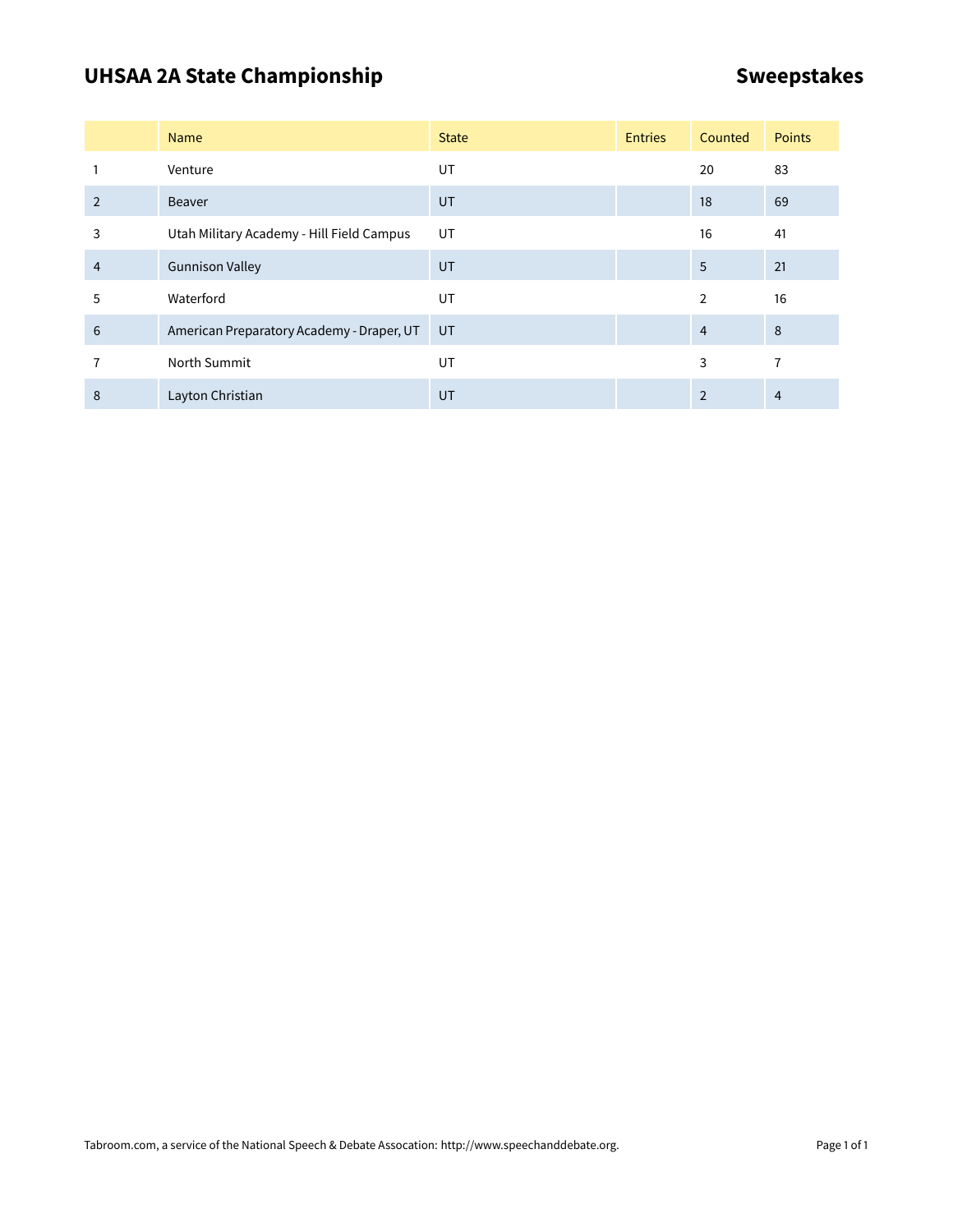# UHSAA 2A State Championship

## Sweepstakes

| | Name | State | Entries | Counted | Points |
|---|---|---|---|---|---|
| 1 | Venture | UT | | 20 | 83 |
| 2 | Beaver | UT | | 18 | 69 |
| 3 | Utah Military Academy - Hill Field Campus | UT | | 16 | 41 |
| 4 | Gunnison Valley | UT | | 5 | 21 |
| 5 | Waterford | UT | | 2 | 16 |
| 6 | American Preparatory Academy - Draper, UT | UT | | 4 | 8 |
| 7 | North Summit | UT | | 3 | 7 |
| 8 | Layton Christian | UT | | 2 | 4 |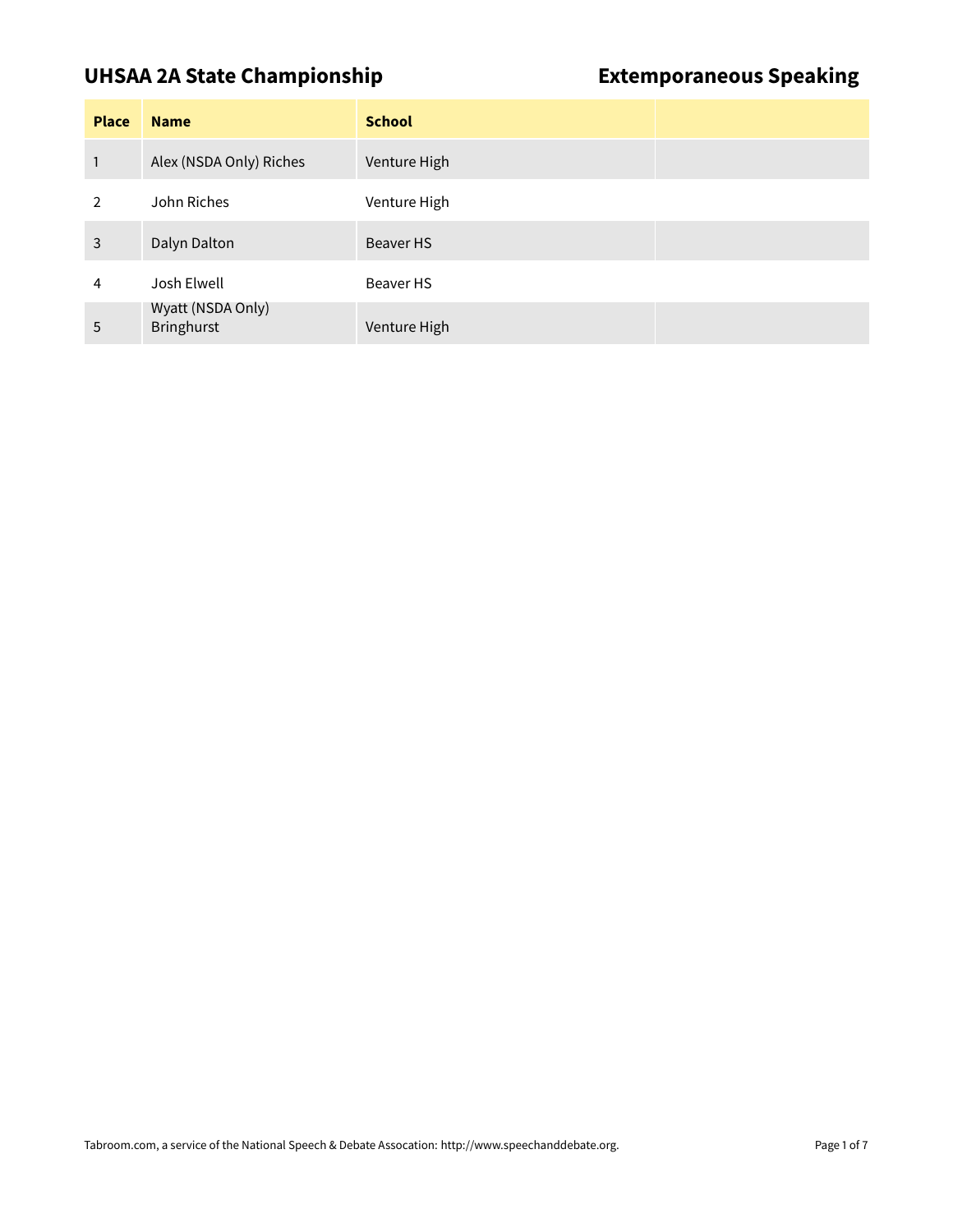# UHSAA 2A State Championship

## Extemporaneous Speaking

| Place | Name | School | |
|---|---|---|---|
| 1 | Alex (NSDA Only) Riches | Venture High | |
| 2 | John Riches | Venture High | |
| 3 | Dalyn Dalton | Beaver HS | |
| 4 | Josh Elwell | Beaver HS | |
| 5 | Wyatt (NSDA Only) Bringhurst | Venture High | |

Tabroom.com, a service of the National Speech & Debate Assocation: http://www.speechanddebate.org.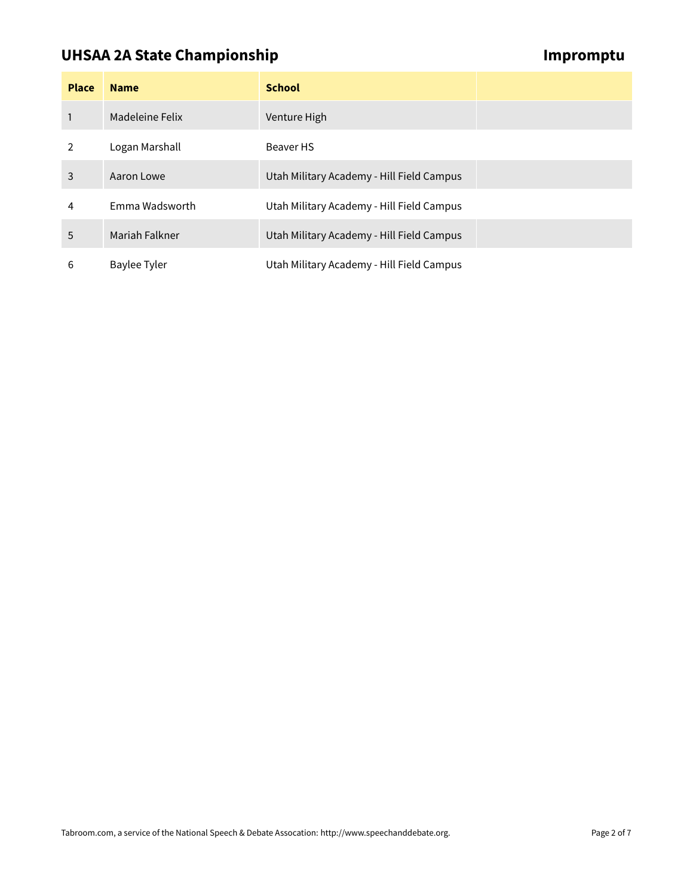## UHSAA 2A State Championship

## Impromptu

| Place | Name | School | |
|---|---|---|---|
| 1 | Madeleine Felix | Venture High | |
| 2 | Logan Marshall | Beaver HS | |
| 3 | Aaron Lowe | Utah Military Academy - Hill Field Campus | |
| 4 | Emma Wadsworth | Utah Military Academy - Hill Field Campus | |
| 5 | Mariah Falkner | Utah Military Academy - Hill Field Campus | |
| 6 | Baylee Tyler | Utah Military Academy - Hill Field Campus | |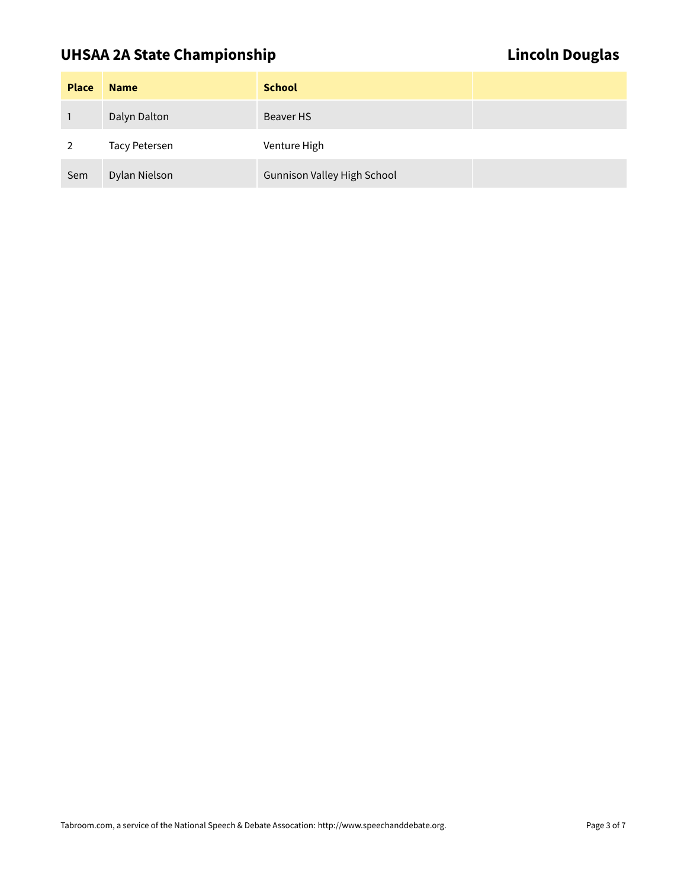## UHSAA 2A State Championship

## Lincoln Douglas

| Place | Name | School | |
|---|---|---|---|
| 1 | Dalyn Dalton | Beaver HS | |
| 2 | Tacy Petersen | Venture High | |
| Sem | Dylan Nielson | Gunnison Valley High School | |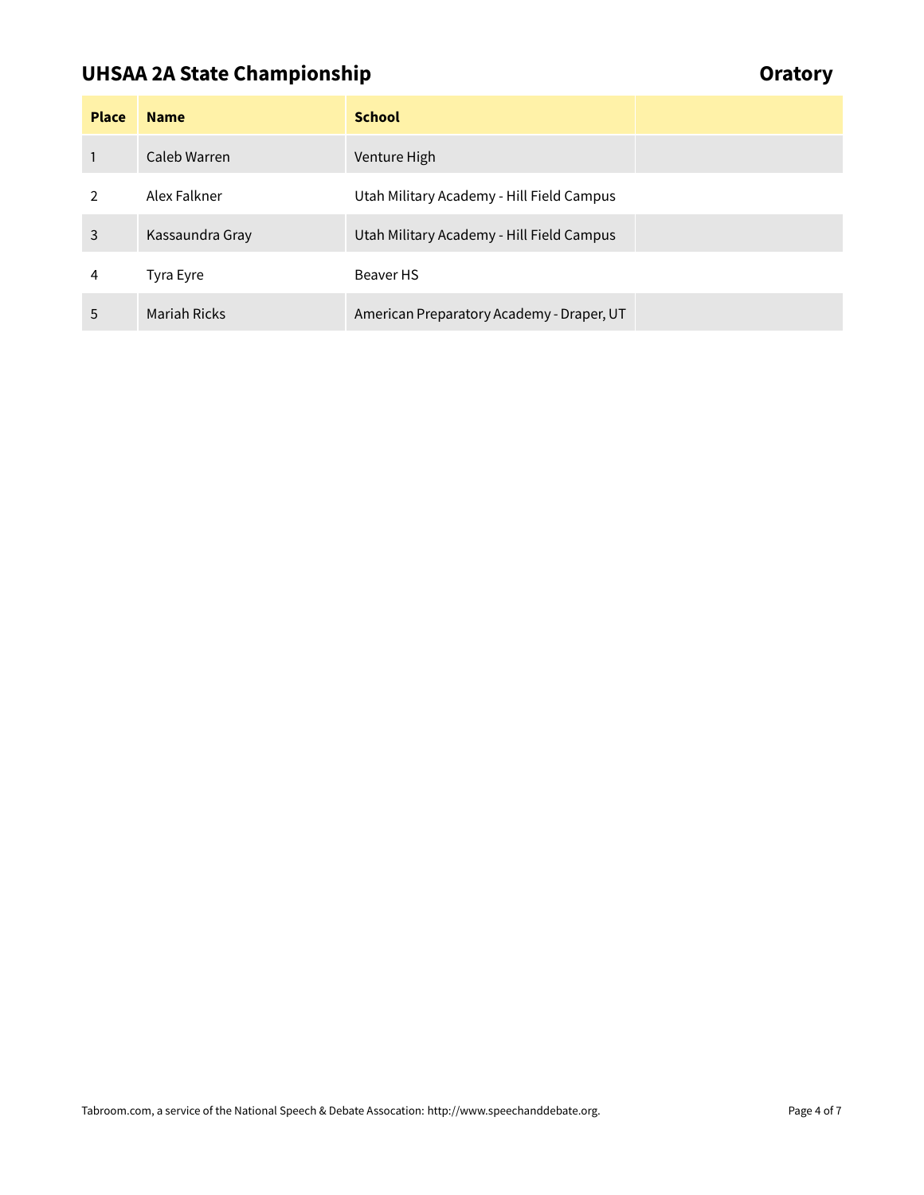## UHSAA 2A State Championship

## Oratory

| Place | Name | School | |
|---|---|---|---|
| 1 | Caleb Warren | Venture High | |
| 2 | Alex Falkner | Utah Military Academy - Hill Field Campus | |
| 3 | Kassaundra Gray | Utah Military Academy - Hill Field Campus | |
| 4 | Tyra Eyre | Beaver HS | |
| 5 | Mariah Ricks | American Preparatory Academy - Draper, UT | |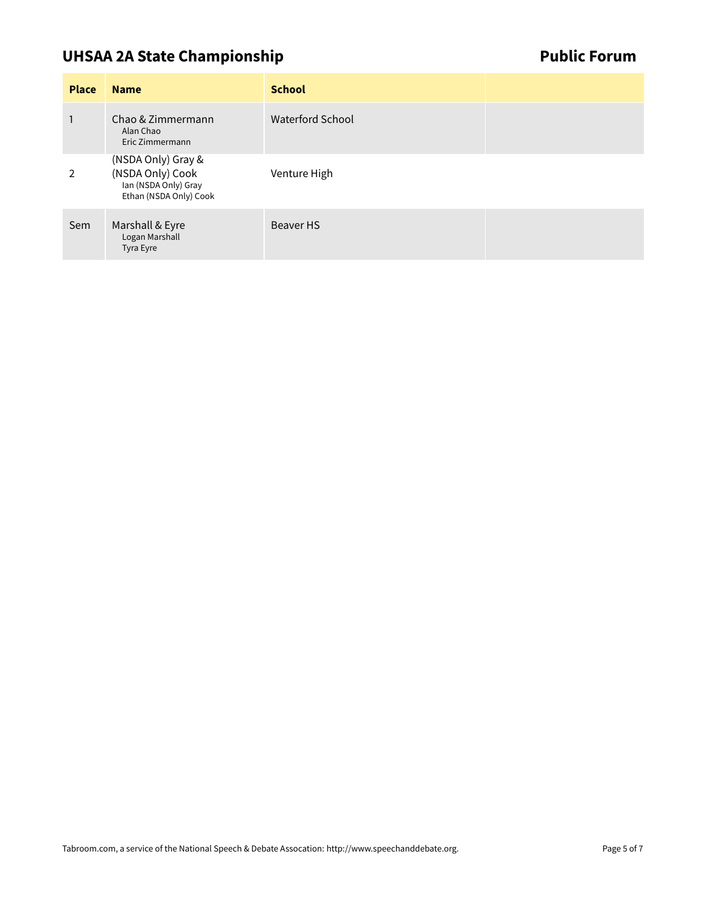## UHSAA 2A State Championship

## Public Forum

| Place | Name | School | |
|---|---|---|---|
| 1 | Chao & Zimmermann<br>Alan Chao<br>Eric Zimmermann | Waterford School | |
| 2 | (NSDA Only) Gray & (NSDA Only) Cook<br>Ian (NSDA Only) Gray<br>Ethan (NSDA Only) Cook | Venture High | |
| Sem | Marshall & Eyre<br>Logan Marshall<br>Tyra Eyre | Beaver HS | |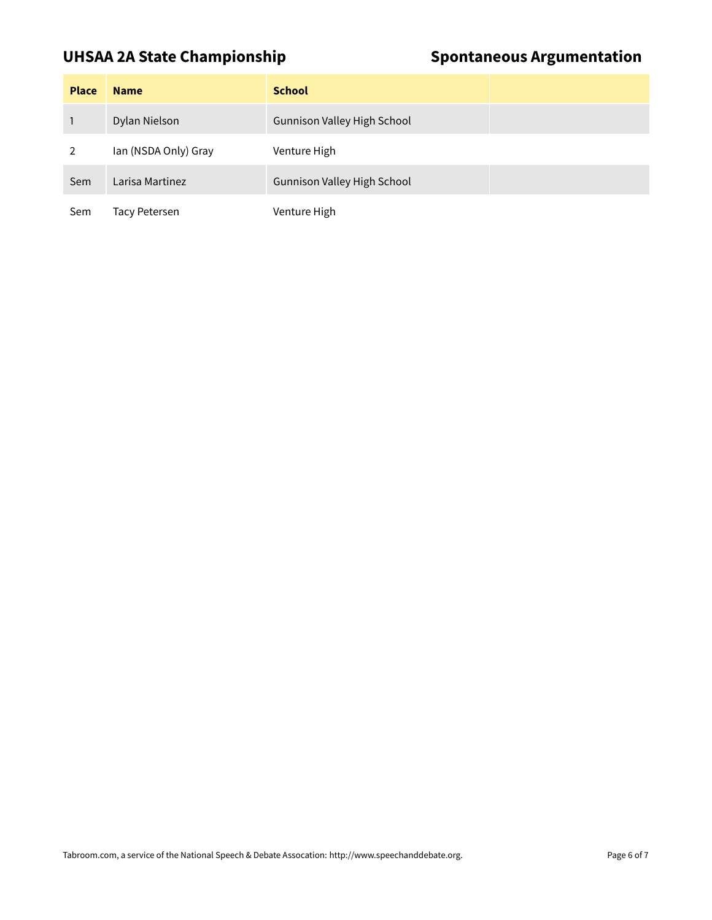## UHSAA 2A State Championship

## Spontaneous Argumentation

| Place | Name | School | |
|---|---|---|---|
| 1 | Dylan Nielson | Gunnison Valley High School | |
| 2 | Ian (NSDA Only) Gray | Venture High | |
| Sem | Larisa Martinez | Gunnison Valley High School | |
| Sem | Tacy Petersen | Venture High | |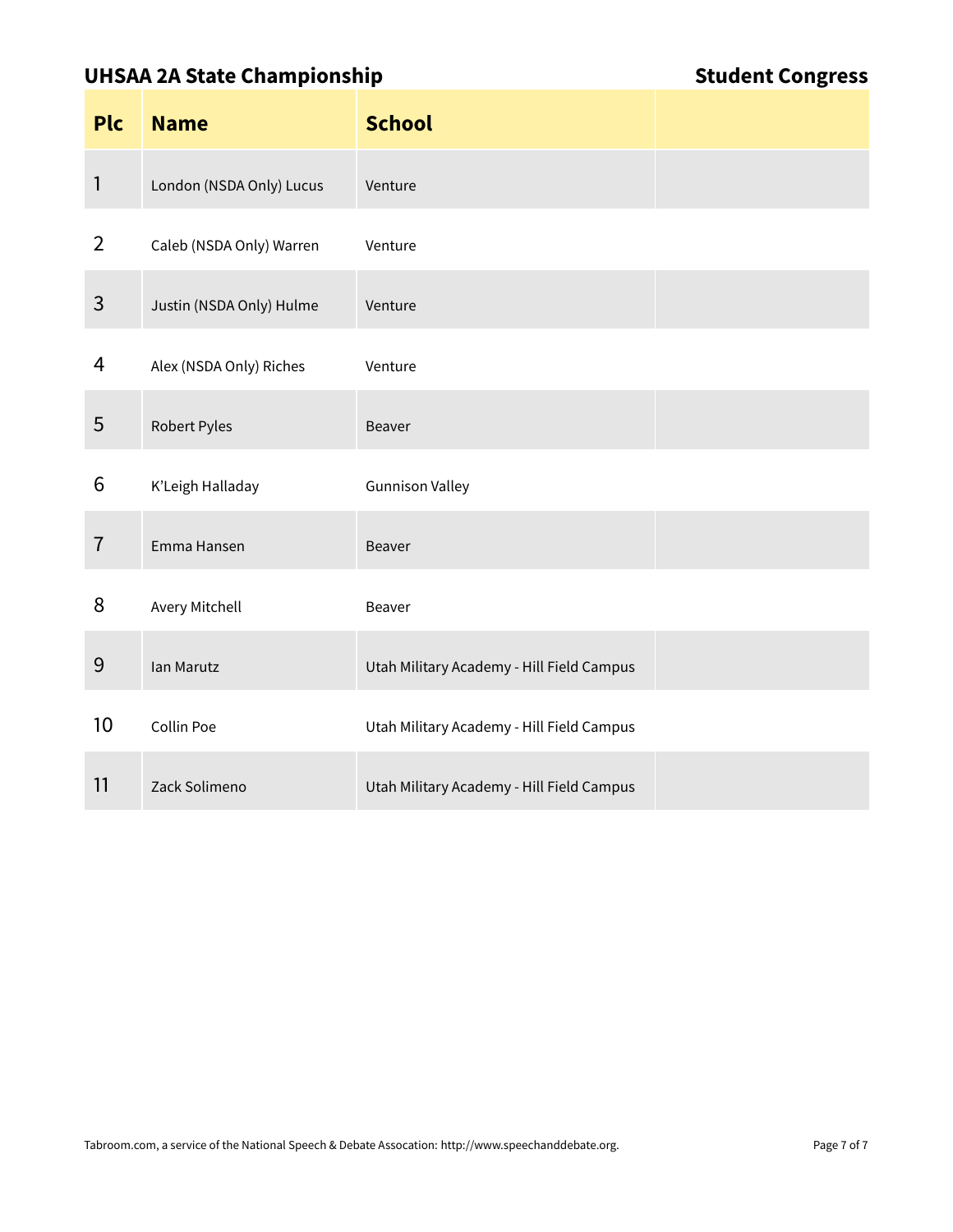## UHSAA 2A State Championship

## Student Congress

| Plc | Name | School | |
|---|---|---|---|
| 1 | London (NSDA Only) Lucus | Venture | |
| 2 | Caleb (NSDA Only) Warren | Venture | |
| 3 | Justin (NSDA Only) Hulme | Venture | |
| 4 | Alex (NSDA Only) Riches | Venture | |
| 5 | Robert Pyles | Beaver | |
| 6 | K'Leigh Halladay | Gunnison Valley | |
| 7 | Emma Hansen | Beaver | |
| 8 | Avery Mitchell | Beaver | |
| 9 | Ian Marutz | Utah Military Academy - Hill Field Campus | |
| 10 | Collin Poe | Utah Military Academy - Hill Field Campus | |
| 11 | Zack Solimeno | Utah Military Academy - Hill Field Campus | |